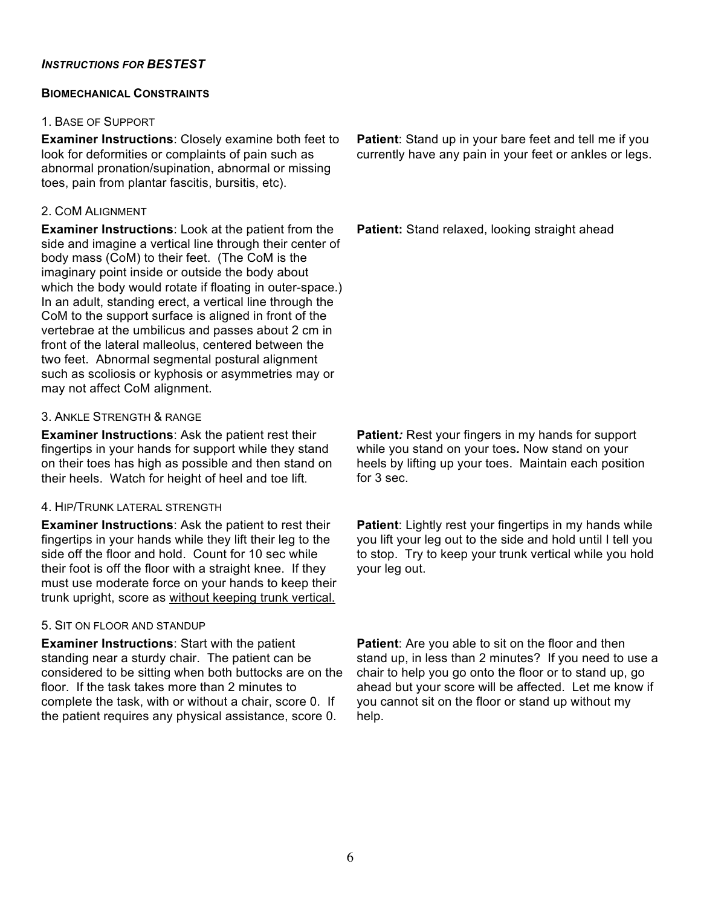***INSTRUCTIONS FOR BESTEST***

**BIOMECHANICAL CONSTRAINTS**

1. BASE OF SUPPORT

**Examiner Instructions**: Closely examine both feet to look for deformities or complaints of pain such as abnormal pronation/supination, abnormal or missing toes, pain from plantar fascitis, bursitis, etc).

**Patient**: Stand up in your bare feet and tell me if you currently have any pain in your feet or ankles or legs.

2. COM ALIGNMENT

**Examiner Instructions**: Look at the patient from the side and imagine a vertical line through their center of body mass (CoM) to their feet. (The CoM is the imaginary point inside or outside the body about which the body would rotate if floating in outer-space.) In an adult, standing erect, a vertical line through the CoM to the support surface is aligned in front of the vertebrae at the umbilicus and passes about 2 cm in front of the lateral malleolus, centered between the two feet. Abnormal segmental postural alignment such as scoliosis or kyphosis or asymmetries may or may not affect CoM alignment.

**Patient:** Stand relaxed, looking straight ahead

3. ANKLE STRENGTH & RANGE

**Examiner Instructions**: Ask the patient rest their fingertips in your hands for support while they stand on their toes has high as possible and then stand on their heels. Watch for height of heel and toe lift.

**Patient***:* Rest your fingers in my hands for support while you stand on your toes*.* Now stand on your heels by lifting up your toes. Maintain each position for 3 sec.

4. HIP/TRUNK LATERAL STRENGTH

**Examiner Instructions**: Ask the patient to rest their fingertips in your hands while they lift their leg to the side off the floor and hold. Count for 10 sec while their foot is off the floor with a straight knee. If they must use moderate force on your hands to keep their trunk upright, score as <u>without keeping trunk vertical.</u>

**Patient**: Lightly rest your fingertips in my hands while you lift your leg out to the side and hold until I tell you to stop. Try to keep your trunk vertical while you hold your leg out.

5. SIT ON FLOOR AND STANDUP

**Examiner Instructions**: Start with the patient standing near a sturdy chair. The patient can be considered to be sitting when both buttocks are on the floor. If the task takes more than 2 minutes to complete the task, with or without a chair, score 0. If the patient requires any physical assistance, score 0.

**Patient**: Are you able to sit on the floor and then stand up, in less than 2 minutes? If you need to use a chair to help you go onto the floor or to stand up, go ahead but your score will be affected. Let me know if you cannot sit on the floor or stand up without my help.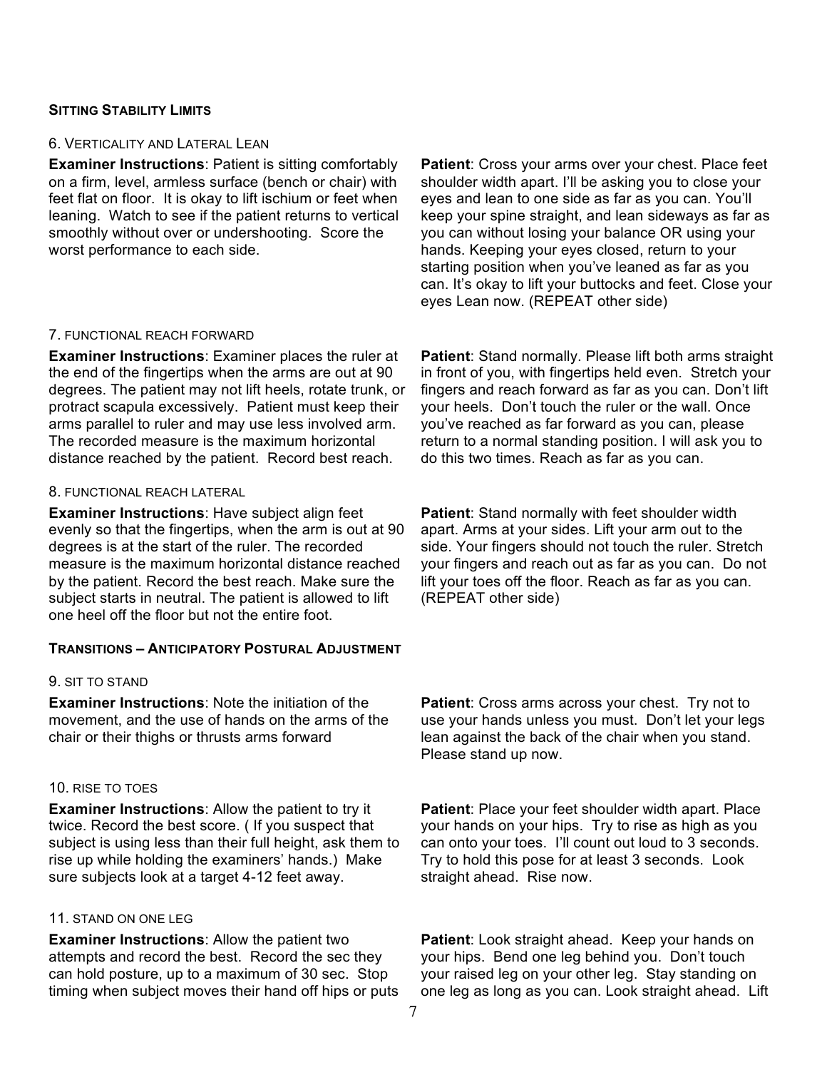**SITTING STABILITY LIMITS**

6. VERTICALITY AND LATERAL LEAN

**Examiner Instructions**: Patient is sitting comfortably on a firm, level, armless surface (bench or chair) with feet flat on floor. It is okay to lift ischium or feet when leaning. Watch to see if the patient returns to vertical smoothly without over or undershooting. Score the worst performance to each side.

**Patient**: Cross your arms over your chest. Place feet shoulder width apart. I'll be asking you to close your eyes and lean to one side as far as you can. You'll keep your spine straight, and lean sideways as far as you can without losing your balance OR using your hands. Keeping your eyes closed, return to your starting position when you've leaned as far as you can. It's okay to lift your buttocks and feet. Close your eyes Lean now. (REPEAT other side)

7. FUNCTIONAL REACH FORWARD

**Examiner Instructions**: Examiner places the ruler at the end of the fingertips when the arms are out at 90 degrees. The patient may not lift heels, rotate trunk, or protract scapula excessively. Patient must keep their arms parallel to ruler and may use less involved arm. The recorded measure is the maximum horizontal distance reached by the patient. Record best reach.

**Patient**: Stand normally. Please lift both arms straight in front of you, with fingertips held even. Stretch your fingers and reach forward as far as you can. Don't lift your heels. Don't touch the ruler or the wall. Once you've reached as far forward as you can, please return to a normal standing position. I will ask you to do this two times. Reach as far as you can.

8. FUNCTIONAL REACH LATERAL

**Examiner Instructions**: Have subject align feet evenly so that the fingertips, when the arm is out at 90 degrees is at the start of the ruler. The recorded measure is the maximum horizontal distance reached by the patient. Record the best reach. Make sure the subject starts in neutral. The patient is allowed to lift one heel off the floor but not the entire foot.

**Patient**: Stand normally with feet shoulder width apart. Arms at your sides. Lift your arm out to the side. Your fingers should not touch the ruler. Stretch your fingers and reach out as far as you can. Do not lift your toes off the floor. Reach as far as you can. (REPEAT other side)

**TRANSITIONS – ANTICIPATORY POSTURAL ADJUSTMENT**

9. SIT TO STAND

**Examiner Instructions**: Note the initiation of the movement, and the use of hands on the arms of the chair or their thighs or thrusts arms forward

**Patient**: Cross arms across your chest. Try not to use your hands unless you must. Don't let your legs lean against the back of the chair when you stand. Please stand up now.

10. RISE TO TOES

**Examiner Instructions**: Allow the patient to try it twice. Record the best score. ( If you suspect that subject is using less than their full height, ask them to rise up while holding the examiners' hands.) Make sure subjects look at a target 4-12 feet away.

**Patient**: Place your feet shoulder width apart. Place your hands on your hips. Try to rise as high as you can onto your toes. I'll count out loud to 3 seconds. Try to hold this pose for at least 3 seconds. Look straight ahead. Rise now.

11. STAND ON ONE LEG

**Examiner Instructions**: Allow the patient two attempts and record the best. Record the sec they can hold posture, up to a maximum of 30 sec. Stop timing when subject moves their hand off hips or puts

**Patient**: Look straight ahead. Keep your hands on your hips. Bend one leg behind you. Don't touch your raised leg on your other leg. Stay standing on one leg as long as you can. Look straight ahead. Lift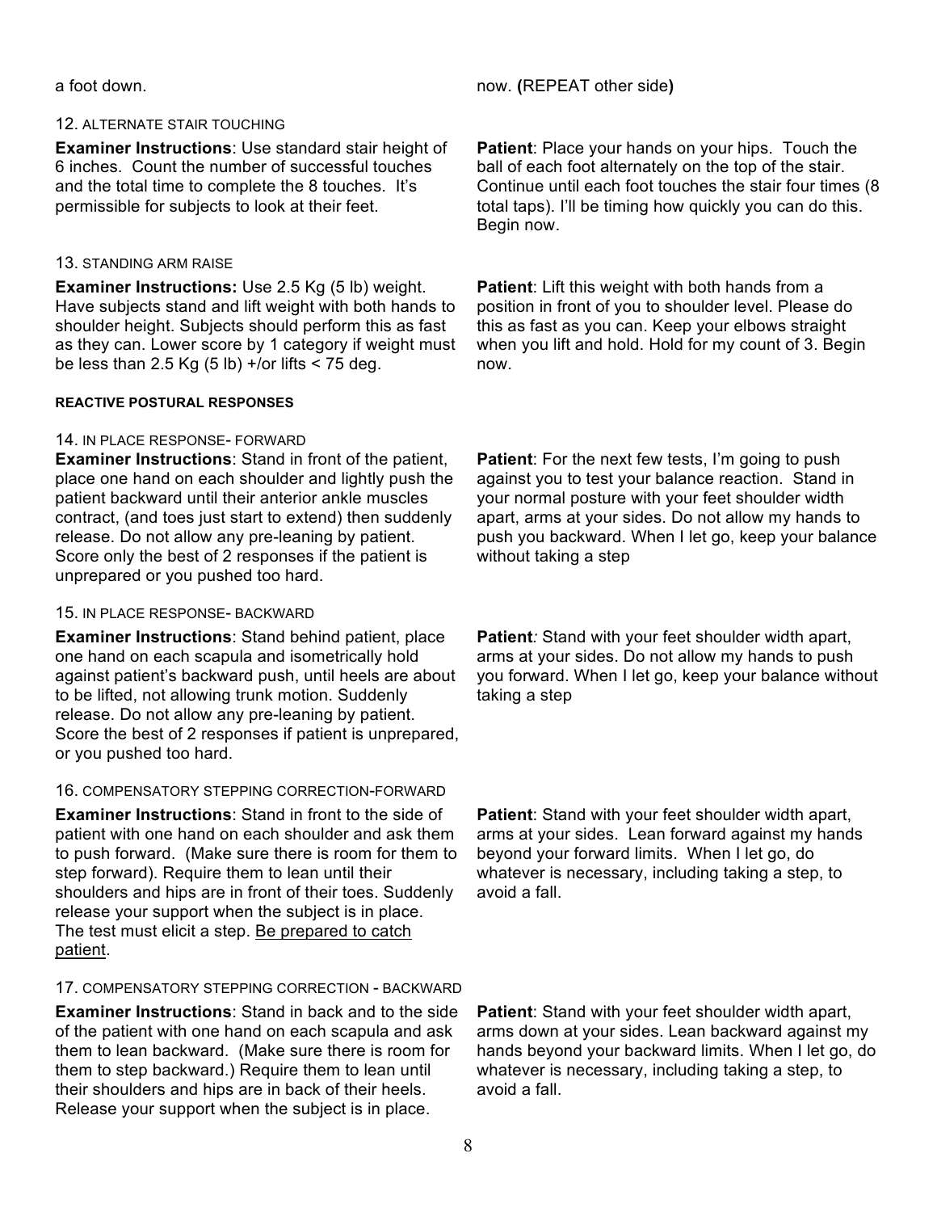a foot down.

now. **(**REPEAT other side**)**

12. ALTERNATE STAIR TOUCHING

**Examiner Instructions**: Use standard stair height of 6 inches. Count the number of successful touches and the total time to complete the 8 touches. It's permissible for subjects to look at their feet.

**Patient**: Place your hands on your hips. Touch the ball of each foot alternately on the top of the stair. Continue until each foot touches the stair four times (8 total taps). I'll be timing how quickly you can do this. Begin now.

13. STANDING ARM RAISE

**Examiner Instructions:** Use 2.5 Kg (5 lb) weight. Have subjects stand and lift weight with both hands to shoulder height. Subjects should perform this as fast as they can. Lower score by 1 category if weight must be less than 2.5 Kg (5 lb) +/or lifts < 75 deg.

**Patient**: Lift this weight with both hands from a position in front of you to shoulder level. Please do this as fast as you can. Keep your elbows straight when you lift and hold. Hold for my count of 3. Begin now.

**REACTIVE POSTURAL RESPONSES**

14. IN PLACE RESPONSE- FORWARD

**Examiner Instructions**: Stand in front of the patient, place one hand on each shoulder and lightly push the patient backward until their anterior ankle muscles contract, (and toes just start to extend) then suddenly release. Do not allow any pre-leaning by patient. Score only the best of 2 responses if the patient is unprepared or you pushed too hard.

**Patient**: For the next few tests, I'm going to push against you to test your balance reaction. Stand in your normal posture with your feet shoulder width apart, arms at your sides. Do not allow my hands to push you backward. When I let go, keep your balance without taking a step

15. IN PLACE RESPONSE- BACKWARD

**Examiner Instructions**: Stand behind patient, place one hand on each scapula and isometrically hold against patient's backward push, until heels are about to be lifted, not allowing trunk motion. Suddenly release. Do not allow any pre-leaning by patient. Score the best of 2 responses if patient is unprepared, or you pushed too hard.

**Patient***:* Stand with your feet shoulder width apart, arms at your sides. Do not allow my hands to push you forward. When I let go, keep your balance without taking a step

16. COMPENSATORY STEPPING CORRECTION-FORWARD

**Examiner Instructions**: Stand in front to the side of patient with one hand on each shoulder and ask them to push forward. (Make sure there is room for them to step forward). Require them to lean until their shoulders and hips are in front of their toes. Suddenly release your support when the subject is in place. The test must elicit a step. <u>Be prepared to catch patient</u>.

**Patient**: Stand with your feet shoulder width apart, arms at your sides. Lean forward against my hands beyond your forward limits. When I let go, do whatever is necessary, including taking a step, to avoid a fall.

17. COMPENSATORY STEPPING CORRECTION - BACKWARD

**Examiner Instructions**: Stand in back and to the side of the patient with one hand on each scapula and ask them to lean backward. (Make sure there is room for them to step backward.) Require them to lean until their shoulders and hips are in back of their heels. Release your support when the subject is in place.

**Patient**: Stand with your feet shoulder width apart, arms down at your sides. Lean backward against my hands beyond your backward limits. When I let go, do whatever is necessary, including taking a step, to avoid a fall.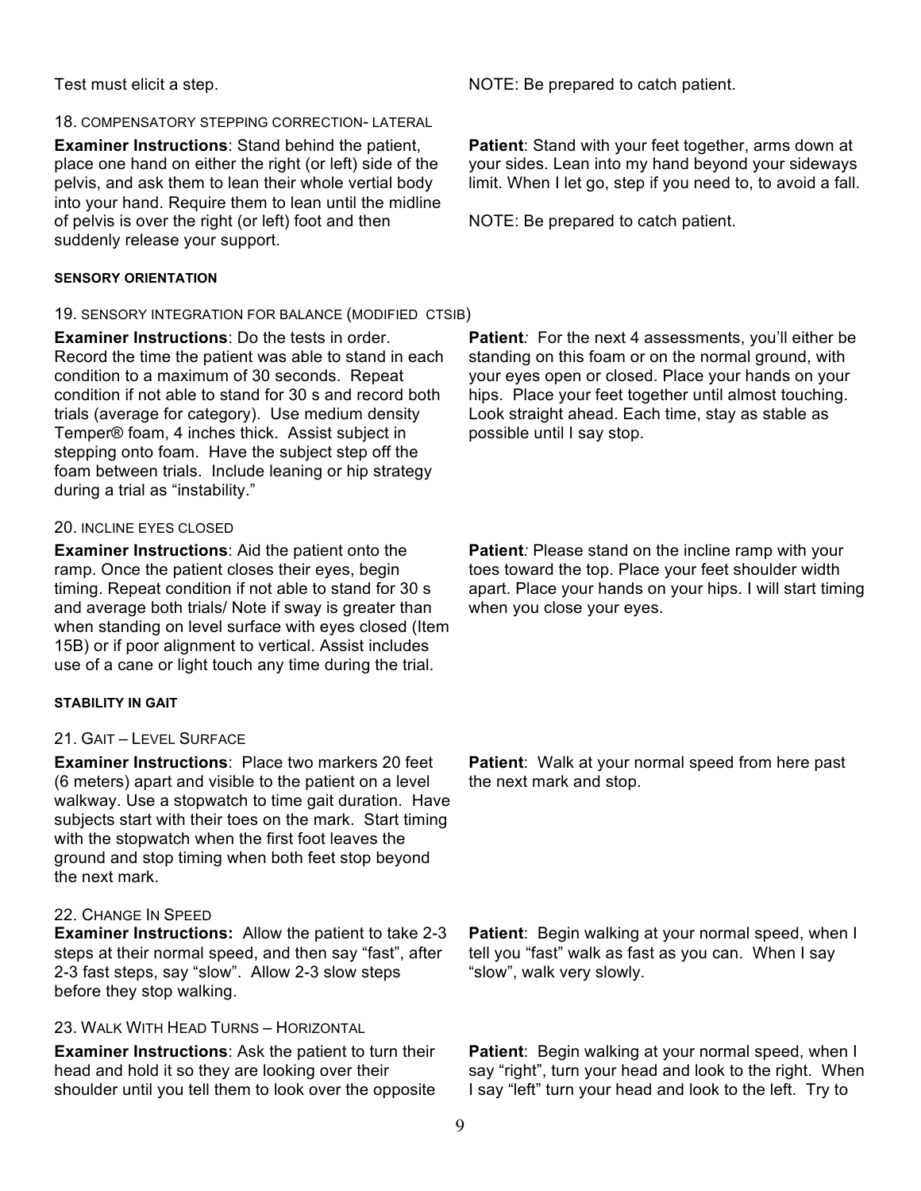Test must elicit a step.

NOTE: Be prepared to catch patient.

18. COMPENSATORY STEPPING CORRECTION- LATERAL

**Examiner Instructions**: Stand behind the patient, place one hand on either the right (or left) side of the pelvis, and ask them to lean their whole vertial body into your hand. Require them to lean until the midline of pelvis is over the right (or left) foot and then suddenly release your support.

**Patient**: Stand with your feet together, arms down at your sides. Lean into my hand beyond your sideways limit. When I let go, step if you need to, to avoid a fall.

NOTE: Be prepared to catch patient.

**SENSORY ORIENTATION**

19. SENSORY INTEGRATION FOR BALANCE (MODIFIED CTSIB)

**Examiner Instructions**: Do the tests in order. Record the time the patient was able to stand in each condition to a maximum of 30 seconds. Repeat condition if not able to stand for 30 s and record both trials (average for category). Use medium density Temper® foam, 4 inches thick. Assist subject in stepping onto foam. Have the subject step off the foam between trials. Include leaning or hip strategy during a trial as "instability."

**Patient***:* For the next 4 assessments, you'll either be standing on this foam or on the normal ground, with your eyes open or closed. Place your hands on your hips. Place your feet together until almost touching. Look straight ahead. Each time, stay as stable as possible until I say stop.

20. INCLINE EYES CLOSED

**Examiner Instructions**: Aid the patient onto the ramp. Once the patient closes their eyes, begin timing. Repeat condition if not able to stand for 30 s and average both trials/ Note if sway is greater than when standing on level surface with eyes closed (Item 15B) or if poor alignment to vertical. Assist includes use of a cane or light touch any time during the trial.

**Patient***:* Please stand on the incline ramp with your toes toward the top. Place your feet shoulder width apart. Place your hands on your hips. I will start timing when you close your eyes.

**STABILITY IN GAIT**

21. GAIT – LEVEL SURFACE

**Examiner Instructions**: Place two markers 20 feet (6 meters) apart and visible to the patient on a level walkway. Use a stopwatch to time gait duration. Have subjects start with their toes on the mark. Start timing with the stopwatch when the first foot leaves the ground and stop timing when both feet stop beyond the next mark.

**Patient**: Walk at your normal speed from here past the next mark and stop.

22. CHANGE IN SPEED

**Examiner Instructions:** Allow the patient to take 2-3 steps at their normal speed, and then say "fast", after 2-3 fast steps, say "slow". Allow 2-3 slow steps before they stop walking.

**Patient**: Begin walking at your normal speed, when I tell you "fast" walk as fast as you can. When I say "slow", walk very slowly.

23. WALK WITH HEAD TURNS – HORIZONTAL

**Examiner Instructions**: Ask the patient to turn their head and hold it so they are looking over their shoulder until you tell them to look over the opposite

**Patient**: Begin walking at your normal speed, when I say "right", turn your head and look to the right. When I say "left" turn your head and look to the left. Try to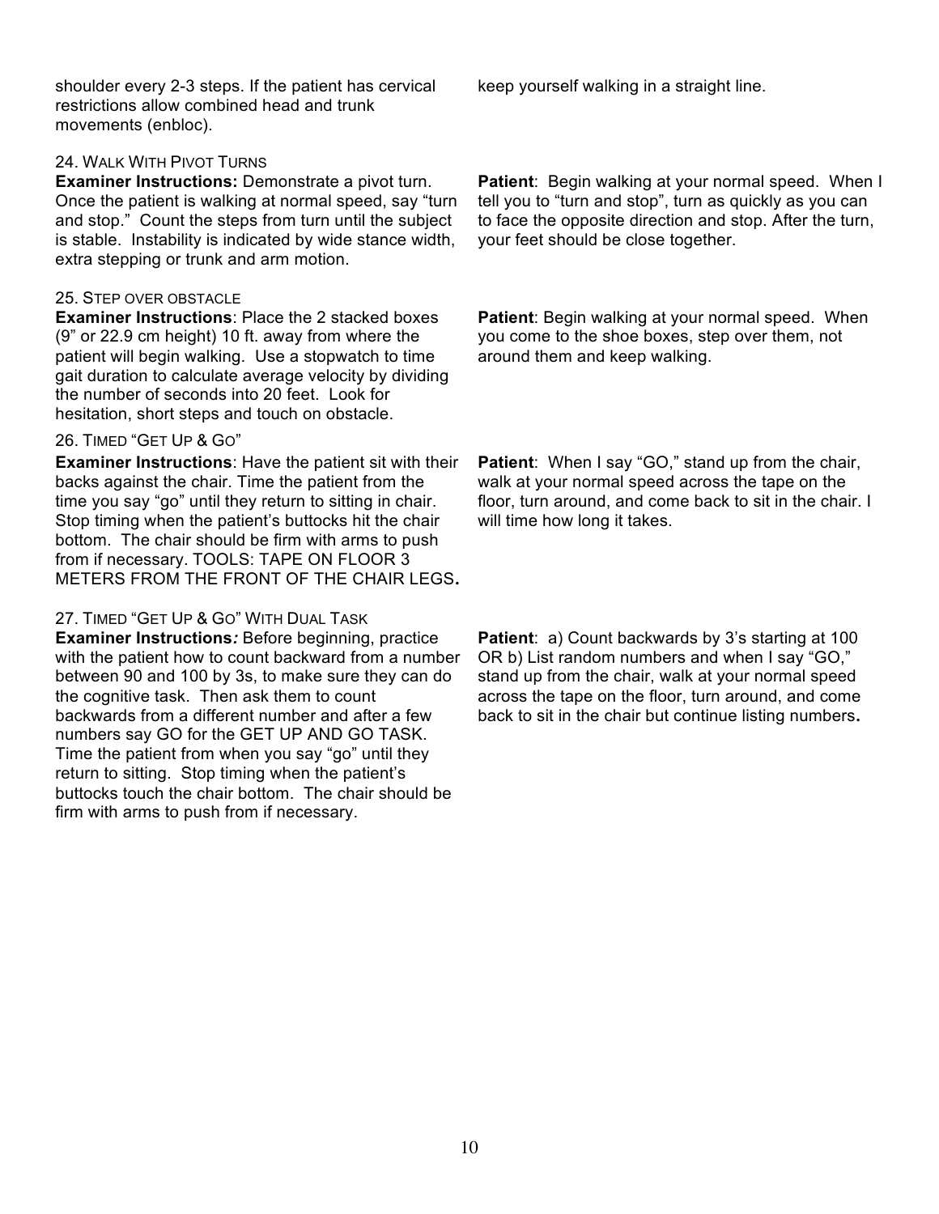shoulder every 2-3 steps. If the patient has cervical restrictions allow combined head and trunk movements (enbloc).

keep yourself walking in a straight line.

24. WALK WITH PIVOT TURNS

**Examiner Instructions:** Demonstrate a pivot turn. Once the patient is walking at normal speed, say "turn and stop." Count the steps from turn until the subject is stable. Instability is indicated by wide stance width, extra stepping or trunk and arm motion.

**Patient**: Begin walking at your normal speed. When I tell you to "turn and stop", turn as quickly as you can to face the opposite direction and stop. After the turn, your feet should be close together.

25. STEP OVER OBSTACLE

**Examiner Instructions**: Place the 2 stacked boxes (9" or 22.9 cm height) 10 ft. away from where the patient will begin walking. Use a stopwatch to time gait duration to calculate average velocity by dividing the number of seconds into 20 feet. Look for hesitation, short steps and touch on obstacle.

**Patient**: Begin walking at your normal speed. When you come to the shoe boxes, step over them, not around them and keep walking.

26. TIMED "GET UP & GO"

**Examiner Instructions**: Have the patient sit with their backs against the chair. Time the patient from the time you say "go" until they return to sitting in chair. Stop timing when the patient's buttocks hit the chair bottom. The chair should be firm with arms to push from if necessary. TOOLS: TAPE ON FLOOR 3 METERS FROM THE FRONT OF THE CHAIR LEGS**.**

**Patient**: When I say "GO," stand up from the chair, walk at your normal speed across the tape on the floor, turn around, and come back to sit in the chair. I will time how long it takes.

27. TIMED "GET UP & GO" WITH DUAL TASK

**Examiner Instructions***:* Before beginning, practice with the patient how to count backward from a number between 90 and 100 by 3s, to make sure they can do the cognitive task. Then ask them to count backwards from a different number and after a few numbers say GO for the GET UP AND GO TASK. Time the patient from when you say "go" until they return to sitting. Stop timing when the patient's buttocks touch the chair bottom. The chair should be firm with arms to push from if necessary.

**Patient**: a) Count backwards by 3's starting at 100 OR b) List random numbers and when I say "GO," stand up from the chair, walk at your normal speed across the tape on the floor, turn around, and come back to sit in the chair but continue listing numbers**.**